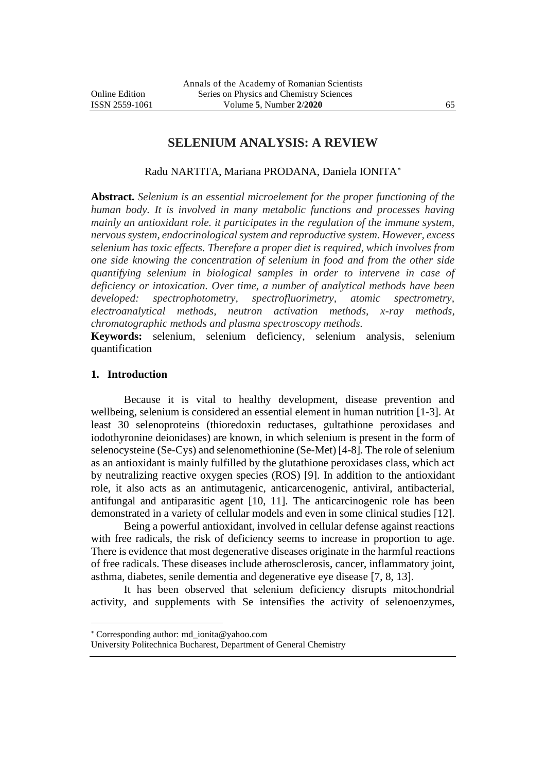# SELENIUM ANALYSIS: A REVIEW

Radu NARTITA, Mariana PRODANA, Daniela IONITA[*]

**Abstract.** *Selenium is an essential microelement for the proper functioning of the human body. It is involved in many metabolic functions and processes having mainly an antioxidant role. it participates in the regulation of the immune system, nervous system, endocrinological system and reproductive system. However, excess selenium has toxic effects. Therefore a proper diet is required, which involves from one side knowing the concentration of selenium in food and from the other side quantifying selenium in biological samples in order to intervene in case of deficiency or intoxication. Over time, a number of analytical methods have been developed: spectrophotometry, spectrofluorimetry, atomic spectrometry, electroanalytical methods, neutron activation methods, x-ray methods, chromatographic methods and plasma spectroscopy methods.*

**Keywords:** selenium, selenium deficiency, selenium analysis, selenium quantification

## 1. Introduction

Because it is vital to healthy development, disease prevention and wellbeing, selenium is considered an essential element in human nutrition [1-3]. At least 30 selenoproteins (thioredoxin reductases, gultathione peroxidases and iodothyronine deionidases) are known, in which selenium is present in the form of selenocysteine (Se-Cys) and selenomethionine (Se-Met) [4-8]. The role of selenium as an antioxidant is mainly fulfilled by the glutathione peroxidases class, which act by neutralizing reactive oxygen species (ROS) [9]. In addition to the antioxidant role, it also acts as an antimutagenic, anticarcenogenic, antiviral, antibacterial, antifungal and antiparasitic agent [10, 11]. The anticarcinogenic role has been demonstrated in a variety of cellular models and even in some clinical studies [12].

Being a powerful antioxidant, involved in cellular defense against reactions with free radicals, the risk of deficiency seems to increase in proportion to age. There is evidence that most degenerative diseases originate in the harmful reactions of free radicals. These diseases include atherosclerosis, cancer, inflammatory joint, asthma, diabetes, senile dementia and degenerative eye disease [7, 8, 13].

It has been observed that selenium deficiency disrupts mitochondrial activity, and supplements with Se intensifies the activity of selenoenzymes,

---

[*] Corresponding author: md_ionita@yahoo.com

University Politechnica Bucharest, Department of General Chemistry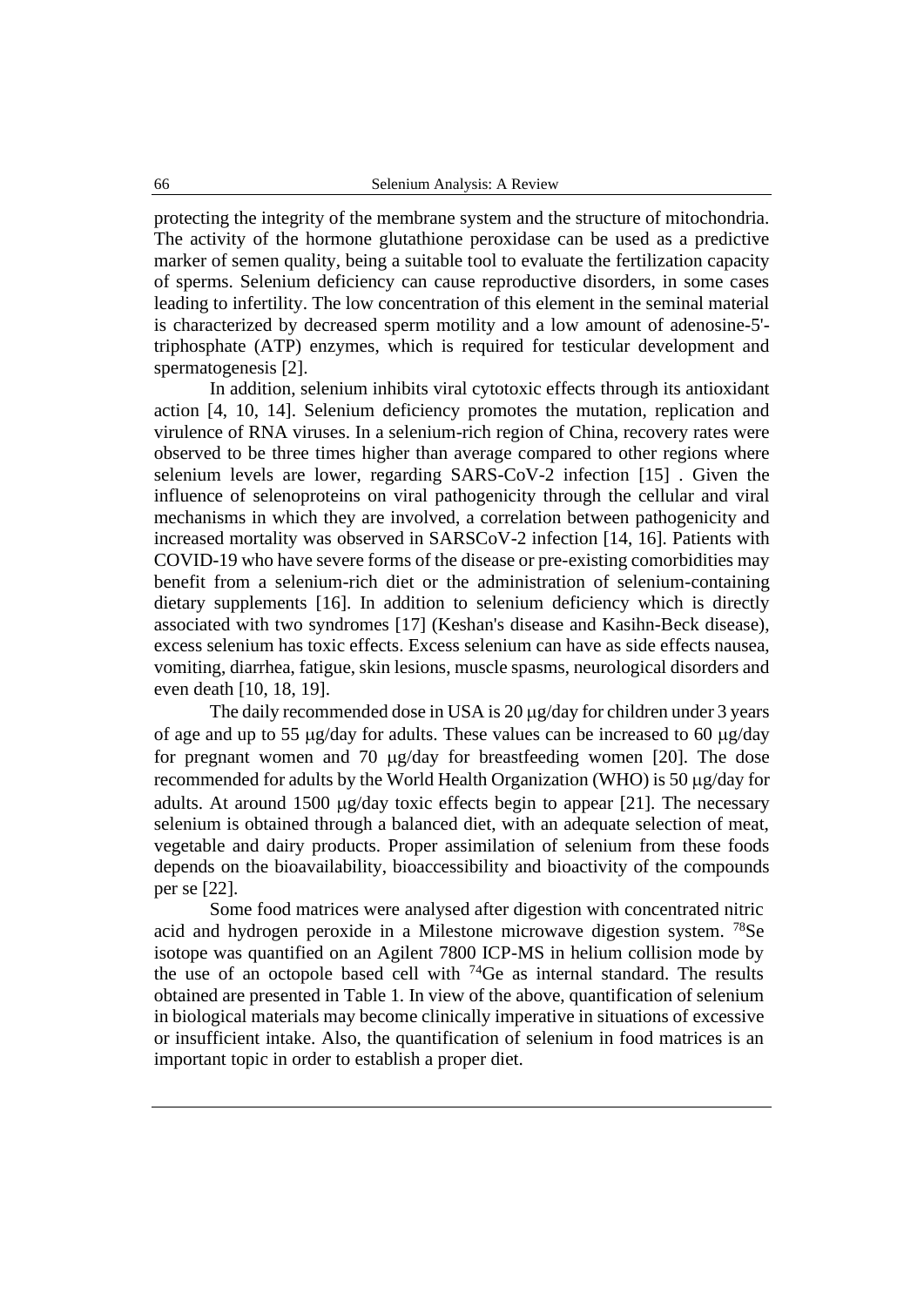protecting the integrity of the membrane system and the structure of mitochondria. The activity of the hormone glutathione peroxidase can be used as a predictive marker of semen quality, being a suitable tool to evaluate the fertilization capacity of sperms. Selenium deficiency can cause reproductive disorders, in some cases leading to infertility. The low concentration of this element in the seminal material is characterized by decreased sperm motility and a low amount of adenosine-5'-triphosphate (ATP) enzymes, which is required for testicular development and spermatogenesis [2].

In addition, selenium inhibits viral cytotoxic effects through its antioxidant action [4, 10, 14]. Selenium deficiency promotes the mutation, replication and virulence of RNA viruses. In a selenium-rich region of China, recovery rates were observed to be three times higher than average compared to other regions where selenium levels are lower, regarding SARS-CoV-2 infection [15] . Given the influence of selenoproteins on viral pathogenicity through the cellular and viral mechanisms in which they are involved, a correlation between pathogenicity and increased mortality was observed in SARSCoV-2 infection [14, 16]. Patients with COVID-19 who have severe forms of the disease or pre-existing comorbidities may benefit from a selenium-rich diet or the administration of selenium-containing dietary supplements [16]. In addition to selenium deficiency which is directly associated with two syndromes [17] (Keshan's disease and Kasihn-Beck disease), excess selenium has toxic effects. Excess selenium can have as side effects nausea, vomiting, diarrhea, fatigue, skin lesions, muscle spasms, neurological disorders and even death [10, 18, 19].

The daily recommended dose in USA is 20 μg/day for children under 3 years of age and up to 55 μg/day for adults. These values can be increased to 60 μg/day for pregnant women and 70 μg/day for breastfeeding women [20]. The dose recommended for adults by the World Health Organization (WHO) is 50 μg/day for adults. At around 1500 μg/day toxic effects begin to appear [21]. The necessary selenium is obtained through a balanced diet, with an adequate selection of meat, vegetable and dairy products. Proper assimilation of selenium from these foods depends on the bioavailability, bioaccessibility and bioactivity of the compounds per se [22].

Some food matrices were analysed after digestion with concentrated nitric acid and hydrogen peroxide in a Milestone microwave digestion system. $^{78}$Se isotope was quantified on an Agilent 7800 ICP-MS in helium collision mode by the use of an octopole based cell with $^{74}$Ge as internal standard. The results obtained are presented in Table 1. In view of the above, quantification of selenium in biological materials may become clinically imperative in situations of excessive or insufficient intake. Also, the quantification of selenium in food matrices is an important topic in order to establish a proper diet.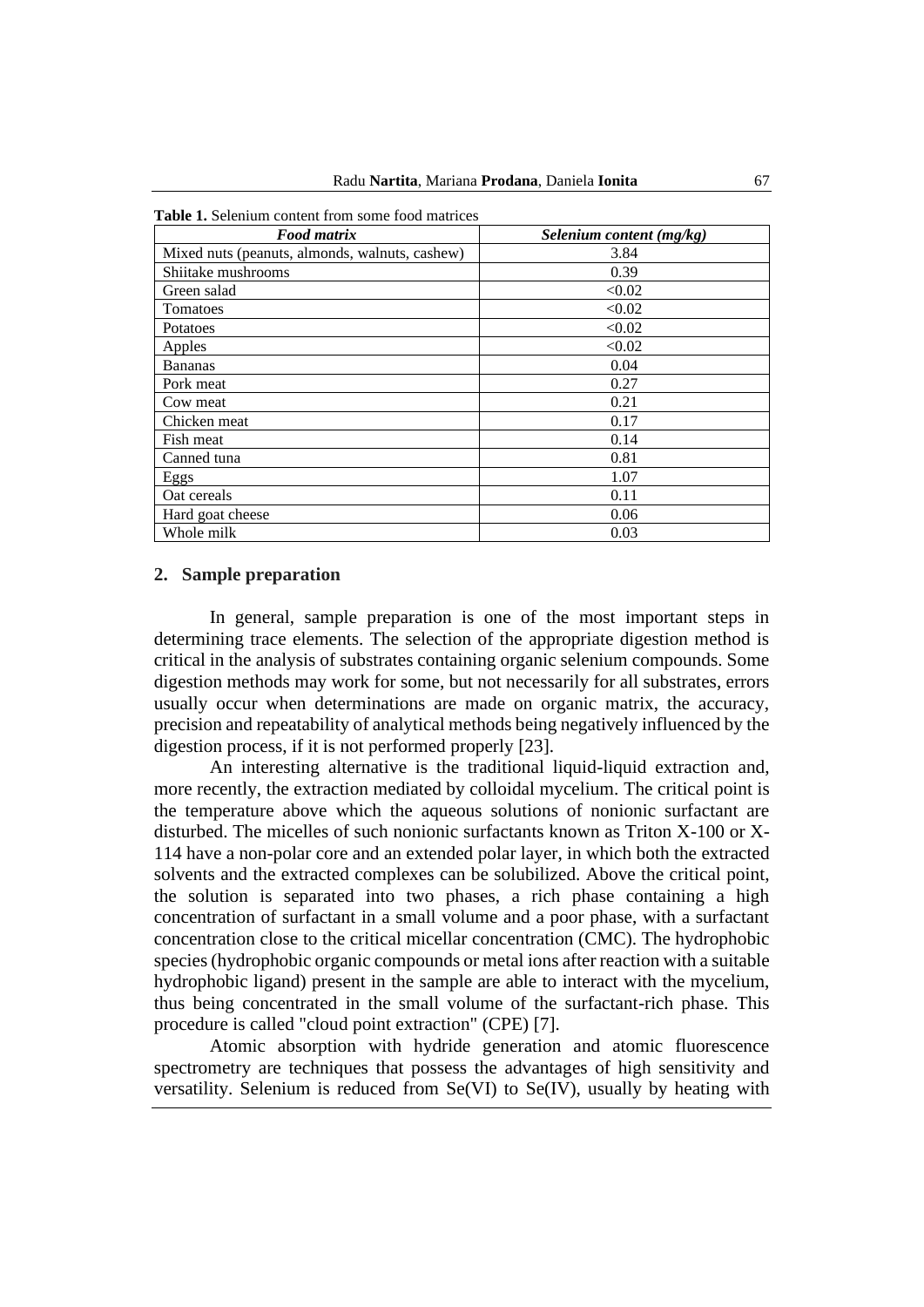**Table 1.** Selenium content from some food matrices

| *Food matrix* | *Selenium content (mg/kg)* |
|---|---|
| Mixed nuts (peanuts, almonds, walnuts, cashew) | 3.84 |
| Shiitake mushrooms | 0.39 |
| Green salad | <0.02 |
| Tomatoes | <0.02 |
| Potatoes | <0.02 |
| Apples | <0.02 |
| Bananas | 0.04 |
| Pork meat | 0.27 |
| Cow meat | 0.21 |
| Chicken meat | 0.17 |
| Fish meat | 0.14 |
| Canned tuna | 0.81 |
| Eggs | 1.07 |
| Oat cereals | 0.11 |
| Hard goat cheese | 0.06 |
| Whole milk | 0.03 |

## 2. Sample preparation

In general, sample preparation is one of the most important steps in determining trace elements. The selection of the appropriate digestion method is critical in the analysis of substrates containing organic selenium compounds. Some digestion methods may work for some, but not necessarily for all substrates, errors usually occur when determinations are made on organic matrix, the accuracy, precision and repeatability of analytical methods being negatively influenced by the digestion process, if it is not performed properly [23].

An interesting alternative is the traditional liquid-liquid extraction and, more recently, the extraction mediated by colloidal mycelium. The critical point is the temperature above which the aqueous solutions of nonionic surfactant are disturbed. The micelles of such nonionic surfactants known as Triton X-100 or X-114 have a non-polar core and an extended polar layer, in which both the extracted solvents and the extracted complexes can be solubilized. Above the critical point, the solution is separated into two phases, a rich phase containing a high concentration of surfactant in a small volume and a poor phase, with a surfactant concentration close to the critical micellar concentration (CMC). The hydrophobic species (hydrophobic organic compounds or metal ions after reaction with a suitable hydrophobic ligand) present in the sample are able to interact with the mycelium, thus being concentrated in the small volume of the surfactant-rich phase. This procedure is called "cloud point extraction" (CPE) [7].

Atomic absorption with hydride generation and atomic fluorescence spectrometry are techniques that possess the advantages of high sensitivity and versatility. Selenium is reduced from Se(VI) to Se(IV), usually by heating with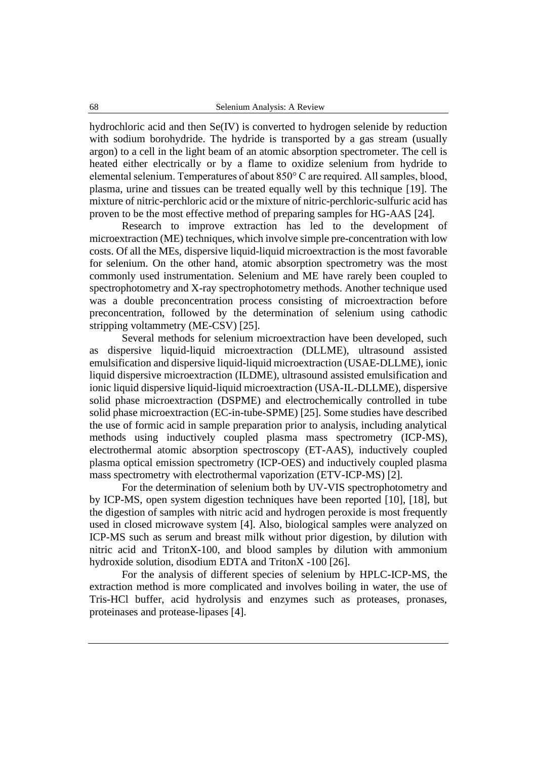hydrochloric acid and then Se(IV) is converted to hydrogen selenide by reduction with sodium borohydride. The hydride is transported by a gas stream (usually argon) to a cell in the light beam of an atomic absorption spectrometer. The cell is heated either electrically or by a flame to oxidize selenium from hydride to elemental selenium. Temperatures of about 850° C are required. All samples, blood, plasma, urine and tissues can be treated equally well by this technique [19]. The mixture of nitric-perchloric acid or the mixture of nitric-perchloric-sulfuric acid has proven to be the most effective method of preparing samples for HG-AAS [24].

Research to improve extraction has led to the development of microextraction (ME) techniques, which involve simple pre-concentration with low costs. Of all the MEs, dispersive liquid-liquid microextraction is the most favorable for selenium. On the other hand, atomic absorption spectrometry was the most commonly used instrumentation. Selenium and ME have rarely been coupled to spectrophotometry and X-ray spectrophotometry methods. Another technique used was a double preconcentration process consisting of microextraction before preconcentration, followed by the determination of selenium using cathodic stripping voltammetry (ME-CSV) [25].

Several methods for selenium microextraction have been developed, such as dispersive liquid-liquid microextraction (DLLME), ultrasound assisted emulsification and dispersive liquid-liquid microextraction (USAE-DLLME), ionic liquid dispersive microextraction (ILDME), ultrasound assisted emulsification and ionic liquid dispersive liquid-liquid microextraction (USA-IL-DLLME), dispersive solid phase microextraction (DSPME) and electrochemically controlled in tube solid phase microextraction (EC-in-tube-SPME) [25]. Some studies have described the use of formic acid in sample preparation prior to analysis, including analytical methods using inductively coupled plasma mass spectrometry (ICP-MS), electrothermal atomic absorption spectroscopy (ET-AAS), inductively coupled plasma optical emission spectrometry (ICP-OES) and inductively coupled plasma mass spectrometry with electrothermal vaporization (ETV-ICP-MS) [2].

For the determination of selenium both by UV-VIS spectrophotometry and by ICP-MS, open system digestion techniques have been reported [10], [18], but the digestion of samples with nitric acid and hydrogen peroxide is most frequently used in closed microwave system [4]. Also, biological samples were analyzed on ICP-MS such as serum and breast milk without prior digestion, by dilution with nitric acid and TritonX-100, and blood samples by dilution with ammonium hydroxide solution, disodium EDTA and TritonX -100 [26].

For the analysis of different species of selenium by HPLC-ICP-MS, the extraction method is more complicated and involves boiling in water, the use of Tris-HCl buffer, acid hydrolysis and enzymes such as proteases, pronases, proteinases and protease-lipases [4].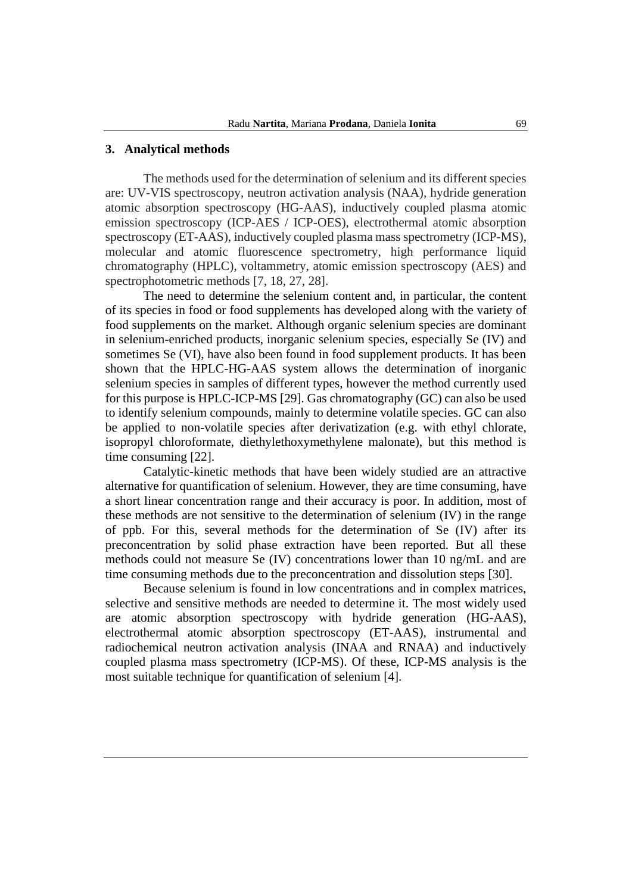## 3. Analytical methods

The methods used for the determination of selenium and its different species are: UV-VIS spectroscopy, neutron activation analysis (NAA), hydride generation atomic absorption spectroscopy (HG-AAS), inductively coupled plasma atomic emission spectroscopy (ICP-AES / ICP-OES), electrothermal atomic absorption spectroscopy (ET-AAS), inductively coupled plasma mass spectrometry (ICP-MS), molecular and atomic fluorescence spectrometry, high performance liquid chromatography (HPLC), voltammetry, atomic emission spectroscopy (AES) and spectrophotometric methods [7, 18, 27, 28].

The need to determine the selenium content and, in particular, the content of its species in food or food supplements has developed along with the variety of food supplements on the market. Although organic selenium species are dominant in selenium-enriched products, inorganic selenium species, especially Se (IV) and sometimes Se (VI), have also been found in food supplement products. It has been shown that the HPLC-HG-AAS system allows the determination of inorganic selenium species in samples of different types, however the method currently used for this purpose is HPLC-ICP-MS [29]. Gas chromatography (GC) can also be used to identify selenium compounds, mainly to determine volatile species. GC can also be applied to non-volatile species after derivatization (e.g. with ethyl chlorate, isopropyl chloroformate, diethylethoxymethylene malonate), but this method is time consuming [22].

Catalytic-kinetic methods that have been widely studied are an attractive alternative for quantification of selenium. However, they are time consuming, have a short linear concentration range and their accuracy is poor. In addition, most of these methods are not sensitive to the determination of selenium (IV) in the range of ppb. For this, several methods for the determination of Se (IV) after its preconcentration by solid phase extraction have been reported. But all these methods could not measure Se (IV) concentrations lower than 10 ng/mL and are time consuming methods due to the preconcentration and dissolution steps [30].

Because selenium is found in low concentrations and in complex matrices, selective and sensitive methods are needed to determine it. The most widely used are atomic absorption spectroscopy with hydride generation (HG-AAS), electrothermal atomic absorption spectroscopy (ET-AAS), instrumental and radiochemical neutron activation analysis (INAA and RNAA) and inductively coupled plasma mass spectrometry (ICP-MS). Of these, ICP-MS analysis is the most suitable technique for quantification of selenium [4].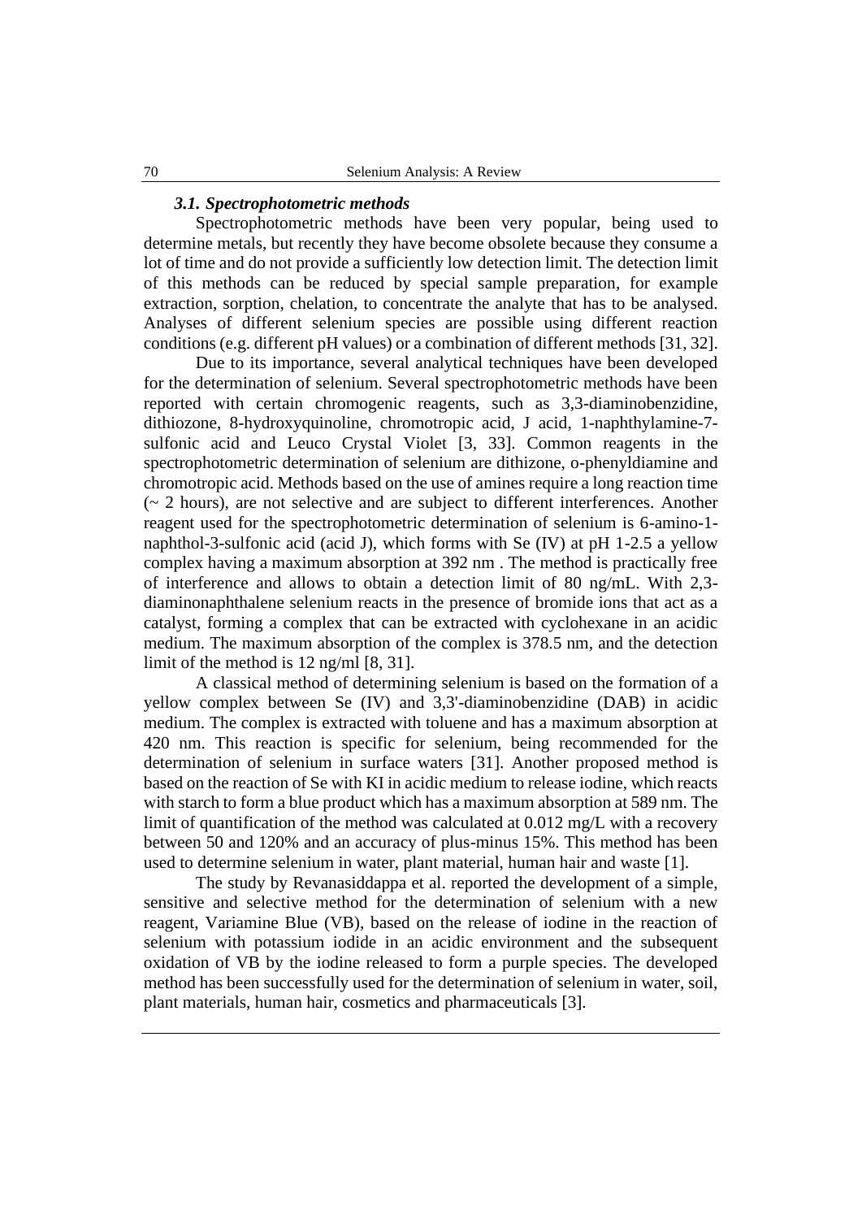### *3.1. Spectrophotometric methods*

Spectrophotometric methods have been very popular, being used to determine metals, but recently they have become obsolete because they consume a lot of time and do not provide a sufficiently low detection limit. The detection limit of this methods can be reduced by special sample preparation, for example extraction, sorption, chelation, to concentrate the analyte that has to be analysed. Analyses of different selenium species are possible using different reaction conditions (e.g. different pH values) or a combination of different methods [31, 32].

Due to its importance, several analytical techniques have been developed for the determination of selenium. Several spectrophotometric methods have been reported with certain chromogenic reagents, such as 3,3-diaminobenzidine, dithiozone, 8-hydroxyquinoline, chromotropic acid, J acid, 1-naphthylamine-7-sulfonic acid and Leuco Crystal Violet [3, 33]. Common reagents in the spectrophotometric determination of selenium are dithizone, o-phenyldiamine and chromotropic acid. Methods based on the use of amines require a long reaction time (~ 2 hours), are not selective and are subject to different interferences. Another reagent used for the spectrophotometric determination of selenium is 6-amino-1-naphthol-3-sulfonic acid (acid J), which forms with Se (IV) at pH 1-2.5 a yellow complex having a maximum absorption at 392 nm . The method is practically free of interference and allows to obtain a detection limit of 80 ng/mL. With 2,3-diaminonaphthalene selenium reacts in the presence of bromide ions that act as a catalyst, forming a complex that can be extracted with cyclohexane in an acidic medium. The maximum absorption of the complex is 378.5 nm, and the detection limit of the method is 12 ng/ml [8, 31].

A classical method of determining selenium is based on the formation of a yellow complex between Se (IV) and 3,3'-diaminobenzidine (DAB) in acidic medium. The complex is extracted with toluene and has a maximum absorption at 420 nm. This reaction is specific for selenium, being recommended for the determination of selenium in surface waters [31]. Another proposed method is based on the reaction of Se with KI in acidic medium to release iodine, which reacts with starch to form a blue product which has a maximum absorption at 589 nm. The limit of quantification of the method was calculated at 0.012 mg/L with a recovery between 50 and 120% and an accuracy of plus-minus 15%. This method has been used to determine selenium in water, plant material, human hair and waste [1].

The study by Revanasiddappa et al. reported the development of a simple, sensitive and selective method for the determination of selenium with a new reagent, Variamine Blue (VB), based on the release of iodine in the reaction of selenium with potassium iodide in an acidic environment and the subsequent oxidation of VB by the iodine released to form a purple species. The developed method has been successfully used for the determination of selenium in water, soil, plant materials, human hair, cosmetics and pharmaceuticals [3].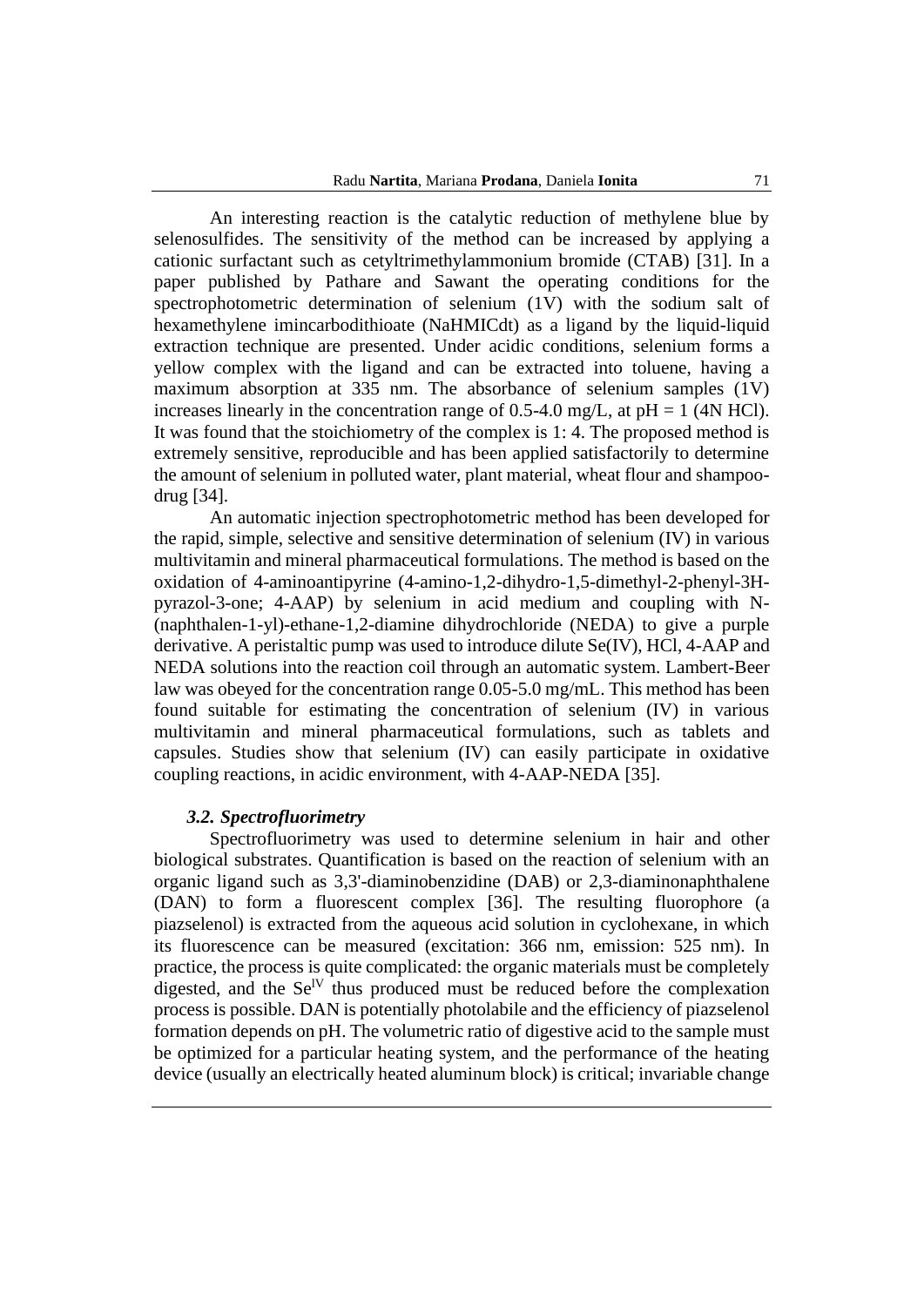An interesting reaction is the catalytic reduction of methylene blue by selenosulfides. The sensitivity of the method can be increased by applying a cationic surfactant such as cetyltrimethylammonium bromide (CTAB) [31]. In a paper published by Pathare and Sawant the operating conditions for the spectrophotometric determination of selenium (1V) with the sodium salt of hexamethylene imincarbodithioate (NaHMICdt) as a ligand by the liquid-liquid extraction technique are presented. Under acidic conditions, selenium forms a yellow complex with the ligand and can be extracted into toluene, having a maximum absorption at 335 nm. The absorbance of selenium samples (1V) increases linearly in the concentration range of 0.5-4.0 mg/L, at pH = 1 (4N HCl). It was found that the stoichiometry of the complex is 1: 4. The proposed method is extremely sensitive, reproducible and has been applied satisfactorily to determine the amount of selenium in polluted water, plant material, wheat flour and shampoo-drug [34].

An automatic injection spectrophotometric method has been developed for the rapid, simple, selective and sensitive determination of selenium (IV) in various multivitamin and mineral pharmaceutical formulations. The method is based on the oxidation of 4-aminoantipyrine (4-amino-1,2-dihydro-1,5-dimethyl-2-phenyl-3H-pyrazol-3-one; 4-AAP) by selenium in acid medium and coupling with N-(naphthalen-1-yl)-ethane-1,2-diamine dihydrochloride (NEDA) to give a purple derivative. A peristaltic pump was used to introduce dilute Se(IV), HCl, 4-AAP and NEDA solutions into the reaction coil through an automatic system. Lambert-Beer law was obeyed for the concentration range 0.05-5.0 mg/mL. This method has been found suitable for estimating the concentration of selenium (IV) in various multivitamin and mineral pharmaceutical formulations, such as tablets and capsules. Studies show that selenium (IV) can easily participate in oxidative coupling reactions, in acidic environment, with 4-AAP-NEDA [35].

### *3.2. Spectrofluorimetry*

Spectrofluorimetry was used to determine selenium in hair and other biological substrates. Quantification is based on the reaction of selenium with an organic ligand such as 3,3'-diaminobenzidine (DAB) or 2,3-diaminonaphthalene (DAN) to form a fluorescent complex [36]. The resulting fluorophore (a piazselenol) is extracted from the aqueous acid solution in cyclohexane, in which its fluorescence can be measured (excitation: 366 nm, emission: 525 nm). In practice, the process is quite complicated: the organic materials must be completely digested, and the $Se^{IV}$ thus produced must be reduced before the complexation process is possible. DAN is potentially photolabile and the efficiency of piazselenol formation depends on pH. The volumetric ratio of digestive acid to the sample must be optimized for a particular heating system, and the performance of the heating device (usually an electrically heated aluminum block) is critical; invariable change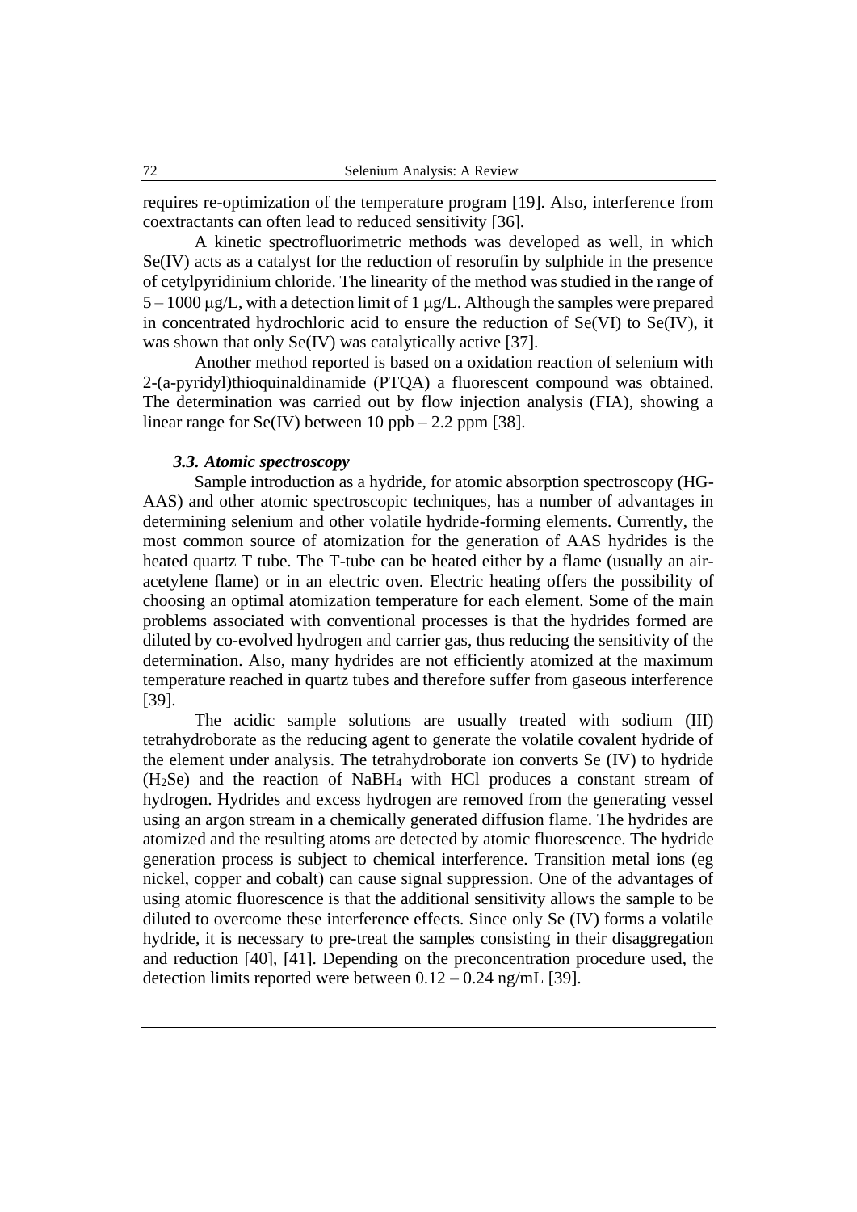requires re-optimization of the temperature program [19]. Also, interference from coextractants can often lead to reduced sensitivity [36].

A kinetic spectrofluorimetric methods was developed as well, in which Se(IV) acts as a catalyst for the reduction of resorufin by sulphide in the presence of cetylpyridinium chloride. The linearity of the method was studied in the range of 5 – 1000 μg/L, with a detection limit of 1 μg/L. Although the samples were prepared in concentrated hydrochloric acid to ensure the reduction of Se(VI) to Se(IV), it was shown that only Se(IV) was catalytically active [37].

Another method reported is based on a oxidation reaction of selenium with 2-(a-pyridyl)thioquinaldinamide (PTQA) a fluorescent compound was obtained. The determination was carried out by flow injection analysis (FIA), showing a linear range for Se(IV) between 10 ppb – 2.2 ppm [38].

### *3.3. Atomic spectroscopy*

Sample introduction as a hydride, for atomic absorption spectroscopy (HG-AAS) and other atomic spectroscopic techniques, has a number of advantages in determining selenium and other volatile hydride-forming elements. Currently, the most common source of atomization for the generation of AAS hydrides is the heated quartz T tube. The T-tube can be heated either by a flame (usually an air-acetylene flame) or in an electric oven. Electric heating offers the possibility of choosing an optimal atomization temperature for each element. Some of the main problems associated with conventional processes is that the hydrides formed are diluted by co-evolved hydrogen and carrier gas, thus reducing the sensitivity of the determination. Also, many hydrides are not efficiently atomized at the maximum temperature reached in quartz tubes and therefore suffer from gaseous interference [39].

The acidic sample solutions are usually treated with sodium (III) tetrahydroborate as the reducing agent to generate the volatile covalent hydride of the element under analysis. The tetrahydroborate ion converts Se (IV) to hydride ($H_2Se$) and the reaction of $NaBH_4$ with HCl produces a constant stream of hydrogen. Hydrides and excess hydrogen are removed from the generating vessel using an argon stream in a chemically generated diffusion flame. The hydrides are atomized and the resulting atoms are detected by atomic fluorescence. The hydride generation process is subject to chemical interference. Transition metal ions (eg nickel, copper and cobalt) can cause signal suppression. One of the advantages of using atomic fluorescence is that the additional sensitivity allows the sample to be diluted to overcome these interference effects. Since only Se (IV) forms a volatile hydride, it is necessary to pre-treat the samples consisting in their disaggregation and reduction [40], [41]. Depending on the preconcentration procedure used, the detection limits reported were between 0.12 – 0.24 ng/mL [39].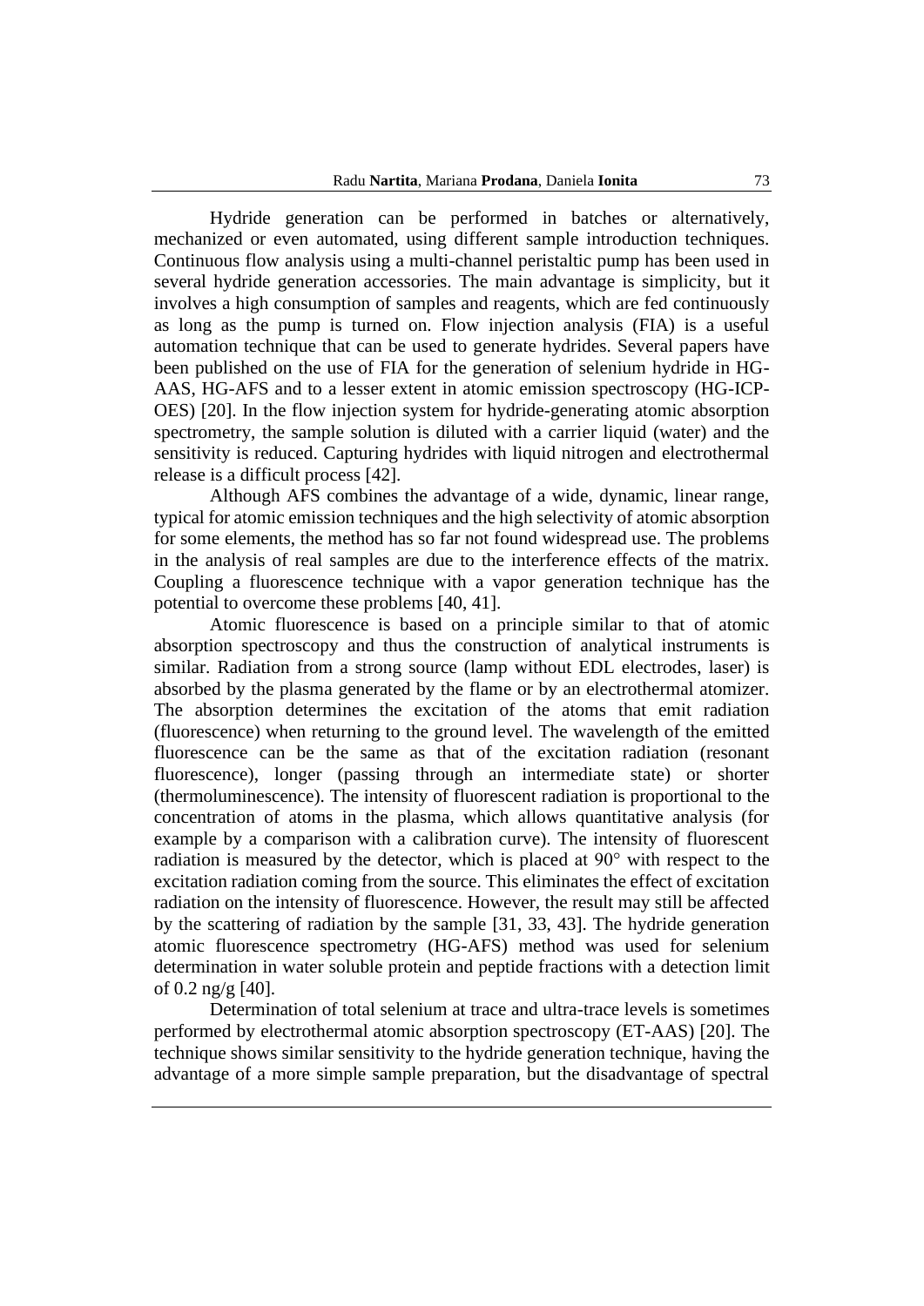Hydride generation can be performed in batches or alternatively, mechanized or even automated, using different sample introduction techniques. Continuous flow analysis using a multi-channel peristaltic pump has been used in several hydride generation accessories. The main advantage is simplicity, but it involves a high consumption of samples and reagents, which are fed continuously as long as the pump is turned on. Flow injection analysis (FIA) is a useful automation technique that can be used to generate hydrides. Several papers have been published on the use of FIA for the generation of selenium hydride in HG-AAS, HG-AFS and to a lesser extent in atomic emission spectroscopy (HG-ICP-OES) [20]. In the flow injection system for hydride-generating atomic absorption spectrometry, the sample solution is diluted with a carrier liquid (water) and the sensitivity is reduced. Capturing hydrides with liquid nitrogen and electrothermal release is a difficult process [42].

Although AFS combines the advantage of a wide, dynamic, linear range, typical for atomic emission techniques and the high selectivity of atomic absorption for some elements, the method has so far not found widespread use. The problems in the analysis of real samples are due to the interference effects of the matrix. Coupling a fluorescence technique with a vapor generation technique has the potential to overcome these problems [40, 41].

Atomic fluorescence is based on a principle similar to that of atomic absorption spectroscopy and thus the construction of analytical instruments is similar. Radiation from a strong source (lamp without EDL electrodes, laser) is absorbed by the plasma generated by the flame or by an electrothermal atomizer. The absorption determines the excitation of the atoms that emit radiation (fluorescence) when returning to the ground level. The wavelength of the emitted fluorescence can be the same as that of the excitation radiation (resonant fluorescence), longer (passing through an intermediate state) or shorter (thermoluminescence). The intensity of fluorescent radiation is proportional to the concentration of atoms in the plasma, which allows quantitative analysis (for example by a comparison with a calibration curve). The intensity of fluorescent radiation is measured by the detector, which is placed at 90° with respect to the excitation radiation coming from the source. This eliminates the effect of excitation radiation on the intensity of fluorescence. However, the result may still be affected by the scattering of radiation by the sample [31, 33, 43]. The hydride generation atomic fluorescence spectrometry (HG-AFS) method was used for selenium determination in water soluble protein and peptide fractions with a detection limit of 0.2 ng/g [40].

Determination of total selenium at trace and ultra-trace levels is sometimes performed by electrothermal atomic absorption spectroscopy (ET-AAS) [20]. The technique shows similar sensitivity to the hydride generation technique, having the advantage of a more simple sample preparation, but the disadvantage of spectral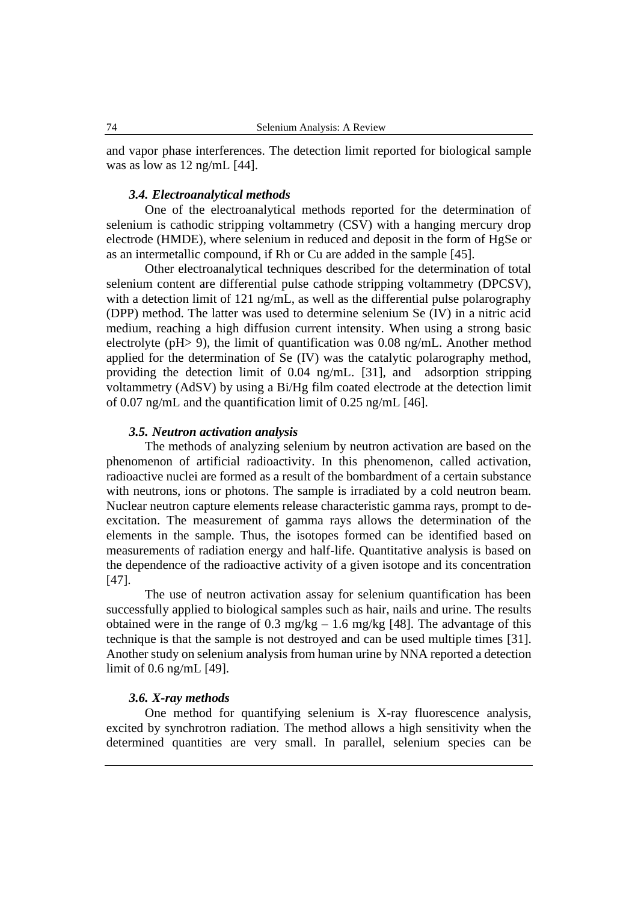and vapor phase interferences. The detection limit reported for biological sample was as low as 12 ng/mL [44].

### *3.4. Electroanalytical methods*

One of the electroanalytical methods reported for the determination of selenium is cathodic stripping voltammetry (CSV) with a hanging mercury drop electrode (HMDE), where selenium in reduced and deposit in the form of HgSe or as an intermetallic compound, if Rh or Cu are added in the sample [45].

Other electroanalytical techniques described for the determination of total selenium content are differential pulse cathode stripping voltammetry (DPCSV), with a detection limit of 121 ng/mL, as well as the differential pulse polarography (DPP) method. The latter was used to determine selenium Se (IV) in a nitric acid medium, reaching a high diffusion current intensity. When using a strong basic electrolyte (pH> 9), the limit of quantification was 0.08 ng/mL. Another method applied for the determination of Se (IV) was the catalytic polarography method, providing the detection limit of 0.04 ng/mL. [31], and adsorption stripping voltammetry (AdSV) by using a Bi/Hg film coated electrode at the detection limit of 0.07 ng/mL and the quantification limit of 0.25 ng/mL [46].

### *3.5. Neutron activation analysis*

The methods of analyzing selenium by neutron activation are based on the phenomenon of artificial radioactivity. In this phenomenon, called activation, radioactive nuclei are formed as a result of the bombardment of a certain substance with neutrons, ions or photons. The sample is irradiated by a cold neutron beam. Nuclear neutron capture elements release characteristic gamma rays, prompt to de-excitation. The measurement of gamma rays allows the determination of the elements in the sample. Thus, the isotopes formed can be identified based on measurements of radiation energy and half-life. Quantitative analysis is based on the dependence of the radioactive activity of a given isotope and its concentration [47].

The use of neutron activation assay for selenium quantification has been successfully applied to biological samples such as hair, nails and urine. The results obtained were in the range of 0.3 mg/kg – 1.6 mg/kg [48]. The advantage of this technique is that the sample is not destroyed and can be used multiple times [31]. Another study on selenium analysis from human urine by NNA reported a detection limit of 0.6 ng/mL [49].

### *3.6. X-ray methods*

One method for quantifying selenium is X-ray fluorescence analysis, excited by synchrotron radiation. The method allows a high sensitivity when the determined quantities are very small. In parallel, selenium species can be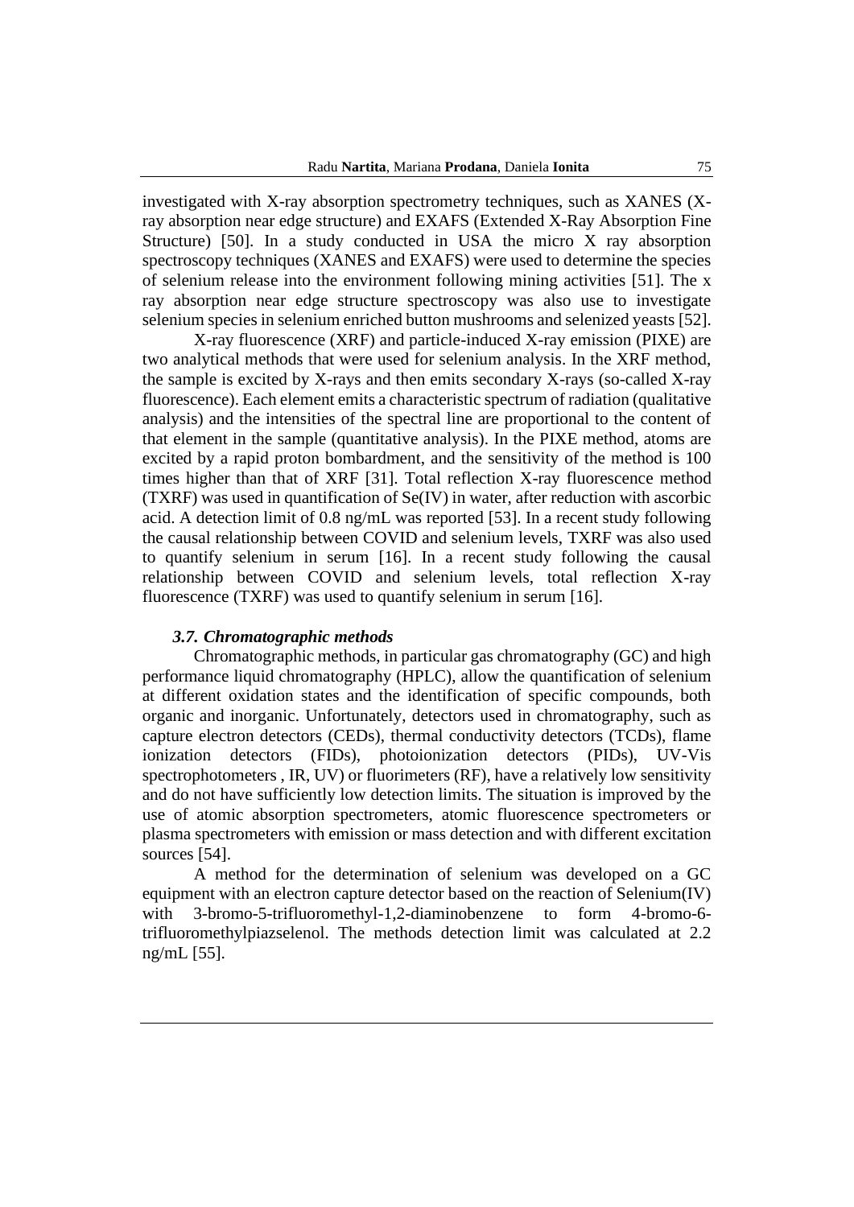investigated with X-ray absorption spectrometry techniques, such as XANES (X-ray absorption near edge structure) and EXAFS (Extended X-Ray Absorption Fine Structure) [50]. In a study conducted in USA the micro X ray absorption spectroscopy techniques (XANES and EXAFS) were used to determine the species of selenium release into the environment following mining activities [51]. The x ray absorption near edge structure spectroscopy was also use to investigate selenium species in selenium enriched button mushrooms and selenized yeasts [52].

X-ray fluorescence (XRF) and particle-induced X-ray emission (PIXE) are two analytical methods that were used for selenium analysis. In the XRF method, the sample is excited by X-rays and then emits secondary X-rays (so-called X-ray fluorescence). Each element emits a characteristic spectrum of radiation (qualitative analysis) and the intensities of the spectral line are proportional to the content of that element in the sample (quantitative analysis). In the PIXE method, atoms are excited by a rapid proton bombardment, and the sensitivity of the method is 100 times higher than that of XRF [31]. Total reflection X-ray fluorescence method (TXRF) was used in quantification of Se(IV) in water, after reduction with ascorbic acid. A detection limit of 0.8 ng/mL was reported [53]. In a recent study following the causal relationship between COVID and selenium levels, TXRF was also used to quantify selenium in serum [16]. In a recent study following the causal relationship between COVID and selenium levels, total reflection X-ray fluorescence (TXRF) was used to quantify selenium in serum [16].

### *3.7. Chromatographic methods*

Chromatographic methods, in particular gas chromatography (GC) and high performance liquid chromatography (HPLC), allow the quantification of selenium at different oxidation states and the identification of specific compounds, both organic and inorganic. Unfortunately, detectors used in chromatography, such as capture electron detectors (CEDs), thermal conductivity detectors (TCDs), flame ionization detectors (FIDs), photoionization detectors (PIDs), UV-Vis spectrophotometers , IR, UV) or fluorimeters (RF), have a relatively low sensitivity and do not have sufficiently low detection limits. The situation is improved by the use of atomic absorption spectrometers, atomic fluorescence spectrometers or plasma spectrometers with emission or mass detection and with different excitation sources [54].

A method for the determination of selenium was developed on a GC equipment with an electron capture detector based on the reaction of Selenium(IV) with 3-bromo-5-trifluoromethyl-1,2-diaminobenzene to form 4-bromo-6-trifluoromethylpiazselenol. The methods detection limit was calculated at 2.2 ng/mL [55].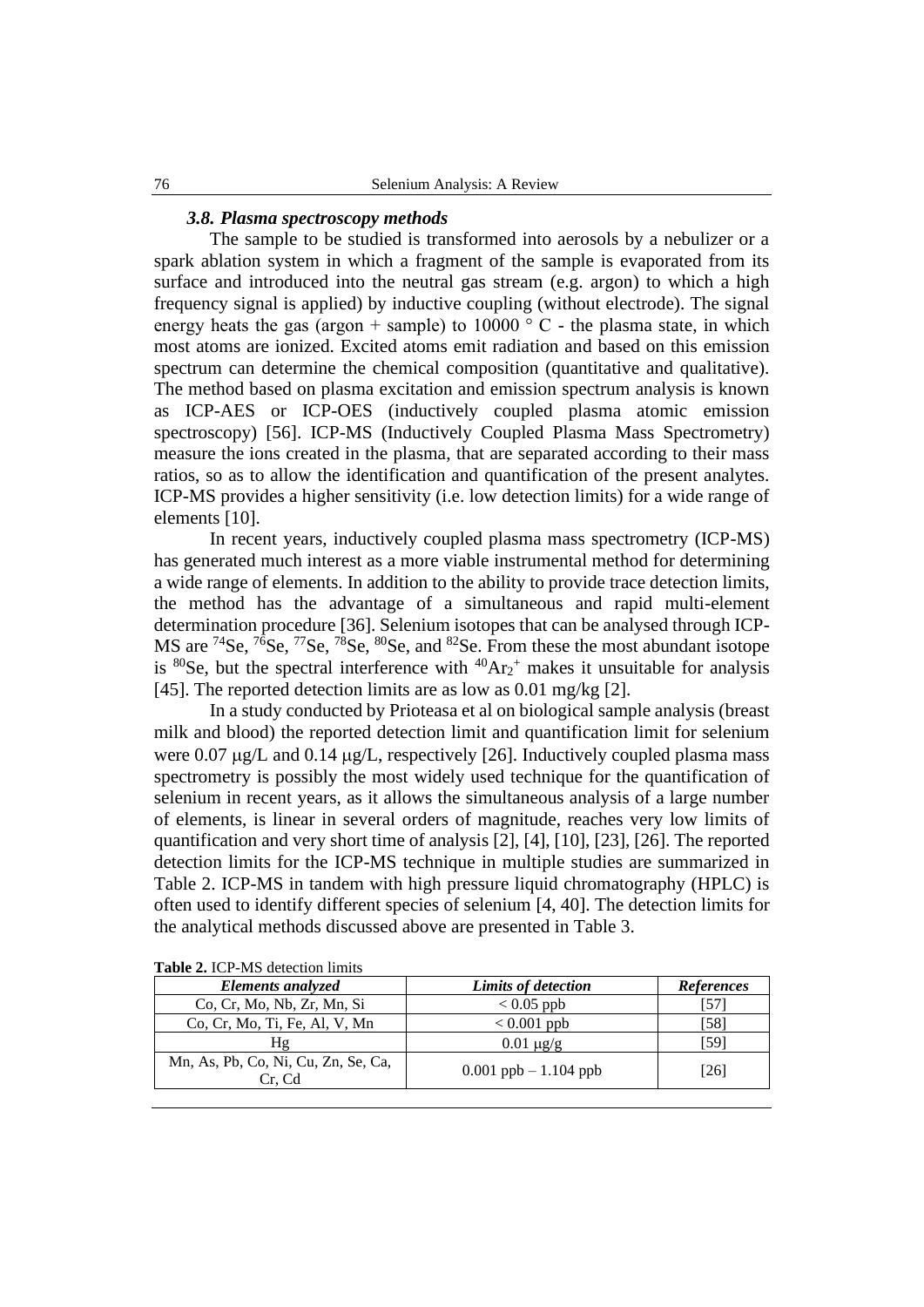### *3.8. Plasma spectroscopy methods*

The sample to be studied is transformed into aerosols by a nebulizer or a spark ablation system in which a fragment of the sample is evaporated from its surface and introduced into the neutral gas stream (e.g. argon) to which a high frequency signal is applied) by inductive coupling (without electrode). The signal energy heats the gas (argon + sample) to 10000 ° C - the plasma state, in which most atoms are ionized. Excited atoms emit radiation and based on this emission spectrum can determine the chemical composition (quantitative and qualitative). The method based on plasma excitation and emission spectrum analysis is known as ICP-AES or ICP-OES (inductively coupled plasma atomic emission spectroscopy) [56]. ICP-MS (Inductively Coupled Plasma Mass Spectrometry) measure the ions created in the plasma, that are separated according to their mass ratios, so as to allow the identification and quantification of the present analytes. ICP-MS provides a higher sensitivity (i.e. low detection limits) for a wide range of elements [10].

In recent years, inductively coupled plasma mass spectrometry (ICP-MS) has generated much interest as a more viable instrumental method for determining a wide range of elements. In addition to the ability to provide trace detection limits, the method has the advantage of a simultaneous and rapid multi-element determination procedure [36]. Selenium isotopes that can be analysed through ICP-MS are $^{74}Se$, $^{76}Se$, $^{77}Se$, $^{78}Se$, $^{80}Se$, and $^{82}Se$. From these the most abundant isotope is $^{80}Se$, but the spectral interference with $^{40}Ar_2^+$ makes it unsuitable for analysis [45]. The reported detection limits are as low as 0.01 mg/kg [2].

In a study conducted by Prioteasa et al on biological sample analysis (breast milk and blood) the reported detection limit and quantification limit for selenium were 0.07 μg/L and 0.14 μg/L, respectively [26]. Inductively coupled plasma mass spectrometry is possibly the most widely used technique for the quantification of selenium in recent years, as it allows the simultaneous analysis of a large number of elements, is linear in several orders of magnitude, reaches very low limits of quantification and very short time of analysis [2], [4], [10], [23], [26]. The reported detection limits for the ICP-MS technique in multiple studies are summarized in Table 2. ICP-MS in tandem with high pressure liquid chromatography (HPLC) is often used to identify different species of selenium [4, 40]. The detection limits for the analytical methods discussed above are presented in Table 3.

**Table 2.** ICP-MS detection limits

| *Elements analyzed* | *Limits of detection* | *References* |
|---|---|---|
| Co, Cr, Mo, Nb, Zr, Mn, Si | < 0.05 ppb | [57] |
| Co, Cr, Mo, Ti, Fe, Al, V, Mn | < 0.001 ppb | [58] |
| Hg | 0.01 μg/g | [59] |
| Mn, As, Pb, Co, Ni, Cu, Zn, Se, Ca, Cr, Cd | 0.001 ppb – 1.104 ppb | [26] |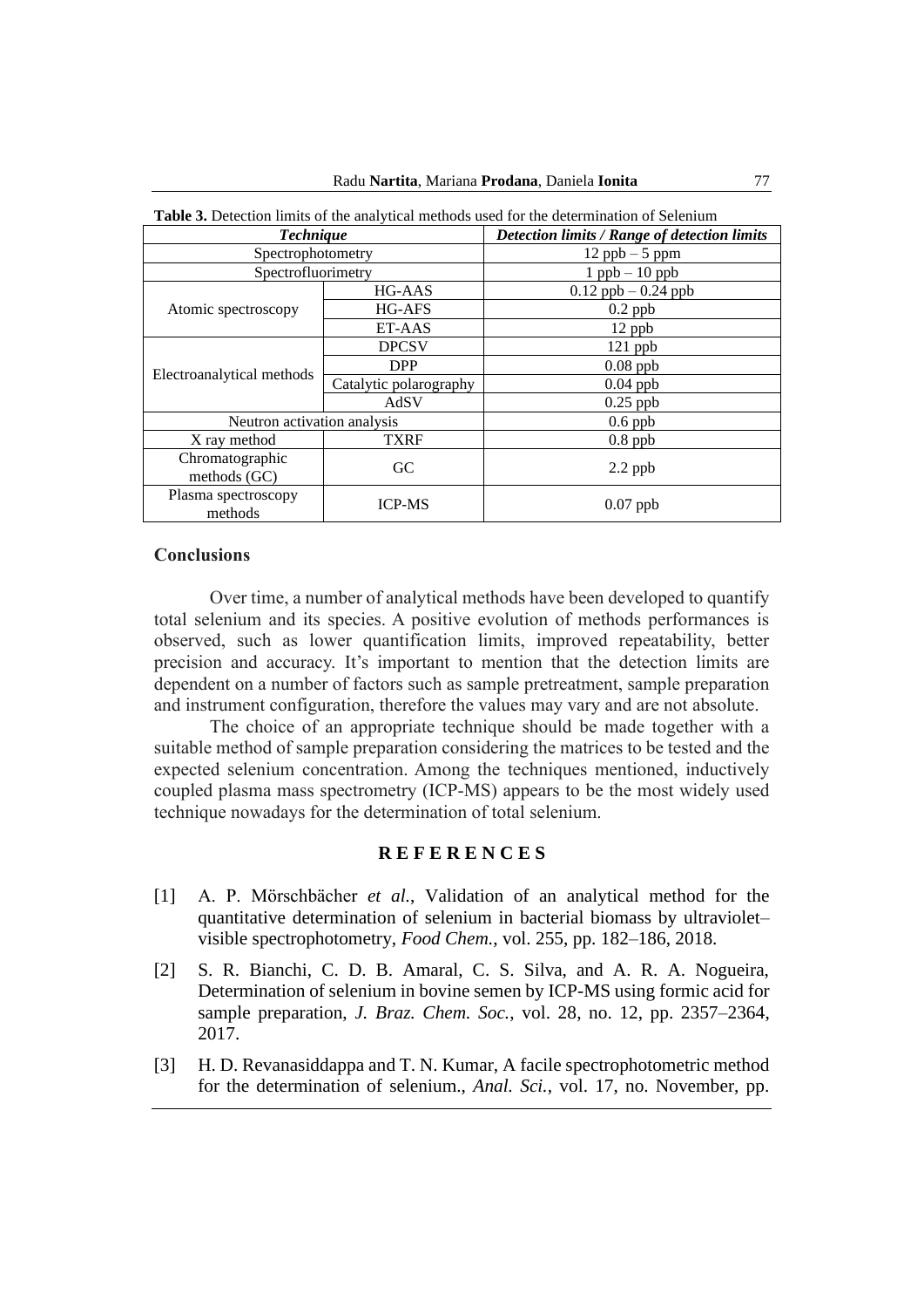**Table 3.** Detection limits of the analytical methods used for the determination of Selenium

| ***Technique*** | | ***Detection limits / Range of detection limits*** |
|---|---|---|
| Spectrophotometry | | 12 ppb – 5 ppm |
| Spectrofluorimetry | | 1 ppb – 10 ppb |
| Atomic spectroscopy | HG-AAS | 0.12 ppb – 0.24 ppb |
| | HG-AFS | 0.2 ppb |
| | ET-AAS | 12 ppb |
| Electroanalytical methods | DPCSV | 121 ppb |
| | DPP | 0.08 ppb |
| | Catalytic polarography | 0.04 ppb |
| | AdSV | 0.25 ppb |
| Neutron activation analysis | | 0.6 ppb |
| X ray method | TXRF | 0.8 ppb |
| Chromatographic methods (GC) | GC | 2.2 ppb |
| Plasma spectroscopy methods | ICP-MS | 0.07 ppb |

## Conclusions

Over time, a number of analytical methods have been developed to quantify total selenium and its species. A positive evolution of methods performances is observed, such as lower quantification limits, improved repeatability, better precision and accuracy. It's important to mention that the detection limits are dependent on a number of factors such as sample pretreatment, sample preparation and instrument configuration, therefore the values may vary and are not absolute.

The choice of an appropriate technique should be made together with a suitable method of sample preparation considering the matrices to be tested and the expected selenium concentration. Among the techniques mentioned, inductively coupled plasma mass spectrometry (ICP-MS) appears to be the most widely used technique nowadays for the determination of total selenium.

## R E F E R E N C E S

[1] A. P. Mörschbächer *et al.*, Validation of an analytical method for the quantitative determination of selenium in bacterial biomass by ultraviolet–visible spectrophotometry, *Food Chem.*, vol. 255, pp. 182–186, 2018.

[2] S. R. Bianchi, C. D. B. Amaral, C. S. Silva, and A. R. A. Nogueira, Determination of selenium in bovine semen by ICP-MS using formic acid for sample preparation, *J. Braz. Chem. Soc.*, vol. 28, no. 12, pp. 2357–2364, 2017.

[3] H. D. Revanasiddappa and T. N. Kumar, A facile spectrophotometric method for the determination of selenium., *Anal. Sci.*, vol. 17, no. November, pp.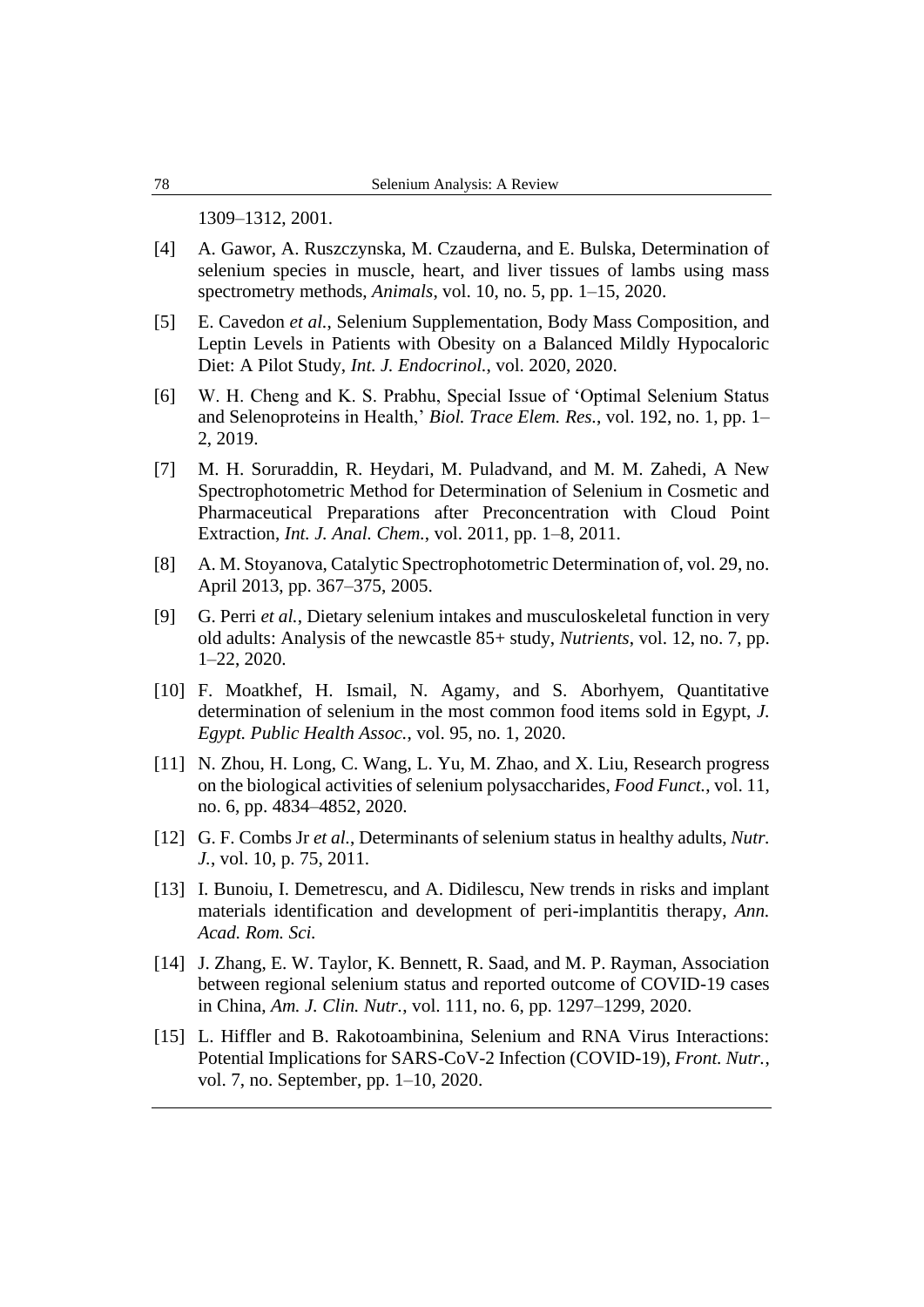1309–1312, 2001.

[4] A. Gawor, A. Ruszczynska, M. Czauderna, and E. Bulska, Determination of selenium species in muscle, heart, and liver tissues of lambs using mass spectrometry methods, *Animals*, vol. 10, no. 5, pp. 1–15, 2020.

[5] E. Cavedon *et al.*, Selenium Supplementation, Body Mass Composition, and Leptin Levels in Patients with Obesity on a Balanced Mildly Hypocaloric Diet: A Pilot Study, *Int. J. Endocrinol.*, vol. 2020, 2020.

[6] W. H. Cheng and K. S. Prabhu, Special Issue of 'Optimal Selenium Status and Selenoproteins in Health,' *Biol. Trace Elem. Res.*, vol. 192, no. 1, pp. 1–2, 2019.

[7] M. H. Soruraddin, R. Heydari, M. Puladvand, and M. M. Zahedi, A New Spectrophotometric Method for Determination of Selenium in Cosmetic and Pharmaceutical Preparations after Preconcentration with Cloud Point Extraction, *Int. J. Anal. Chem.*, vol. 2011, pp. 1–8, 2011.

[8] A. M. Stoyanova, Catalytic Spectrophotometric Determination of, vol. 29, no. April 2013, pp. 367–375, 2005.

[9] G. Perri *et al.*, Dietary selenium intakes and musculoskeletal function in very old adults: Analysis of the newcastle 85+ study, *Nutrients*, vol. 12, no. 7, pp. 1–22, 2020.

[10] F. Moatkhef, H. Ismail, N. Agamy, and S. Aborhyem, Quantitative determination of selenium in the most common food items sold in Egypt, *J. Egypt. Public Health Assoc.*, vol. 95, no. 1, 2020.

[11] N. Zhou, H. Long, C. Wang, L. Yu, M. Zhao, and X. Liu, Research progress on the biological activities of selenium polysaccharides, *Food Funct.*, vol. 11, no. 6, pp. 4834–4852, 2020.

[12] G. F. Combs Jr *et al.*, Determinants of selenium status in healthy adults, *Nutr. J.*, vol. 10, p. 75, 2011.

[13] I. Bunoiu, I. Demetrescu, and A. Didilescu, New trends in risks and implant materials identification and development of peri-implantitis therapy, *Ann. Acad. Rom. Sci.*

[14] J. Zhang, E. W. Taylor, K. Bennett, R. Saad, and M. P. Rayman, Association between regional selenium status and reported outcome of COVID-19 cases in China, *Am. J. Clin. Nutr.*, vol. 111, no. 6, pp. 1297–1299, 2020.

[15] L. Hiffler and B. Rakotoambinina, Selenium and RNA Virus Interactions: Potential Implications for SARS-CoV-2 Infection (COVID-19), *Front. Nutr.*, vol. 7, no. September, pp. 1–10, 2020.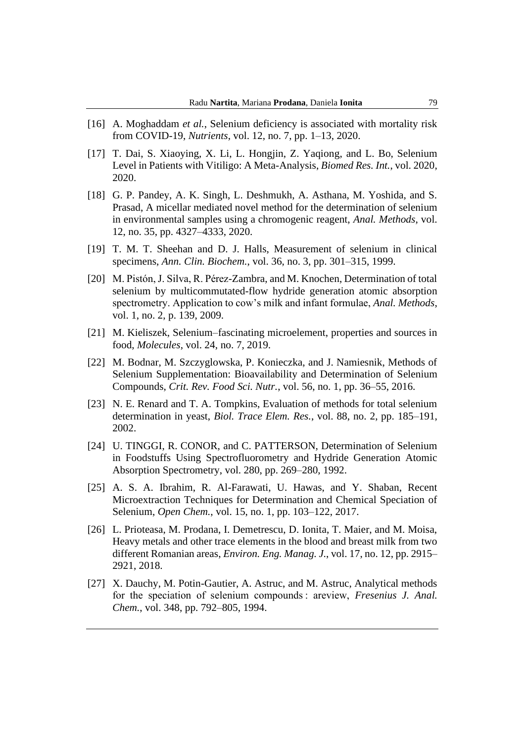[16] A. Moghaddam *et al.*, Selenium deficiency is associated with mortality risk from COVID-19, *Nutrients*, vol. 12, no. 7, pp. 1–13, 2020.

[17] T. Dai, S. Xiaoying, X. Li, L. Hongjin, Z. Yaqiong, and L. Bo, Selenium Level in Patients with Vitiligo: A Meta-Analysis, *Biomed Res. Int.*, vol. 2020, 2020.

[18] G. P. Pandey, A. K. Singh, L. Deshmukh, A. Asthana, M. Yoshida, and S. Prasad, A micellar mediated novel method for the determination of selenium in environmental samples using a chromogenic reagent, *Anal. Methods*, vol. 12, no. 35, pp. 4327–4333, 2020.

[19] T. M. T. Sheehan and D. J. Halls, Measurement of selenium in clinical specimens, *Ann. Clin. Biochem.*, vol. 36, no. 3, pp. 301–315, 1999.

[20] M. Pistón, J. Silva, R. Pérez-Zambra, and M. Knochen, Determination of total selenium by multicommutated-flow hydride generation atomic absorption spectrometry. Application to cow's milk and infant formulae, *Anal. Methods*, vol. 1, no. 2, p. 139, 2009.

[21] M. Kieliszek, Selenium–fascinating microelement, properties and sources in food, *Molecules*, vol. 24, no. 7, 2019.

[22] M. Bodnar, M. Szczyglowska, P. Konieczka, and J. Namiesnik, Methods of Selenium Supplementation: Bioavailability and Determination of Selenium Compounds, *Crit. Rev. Food Sci. Nutr.*, vol. 56, no. 1, pp. 36–55, 2016.

[23] N. E. Renard and T. A. Tompkins, Evaluation of methods for total selenium determination in yeast, *Biol. Trace Elem. Res.*, vol. 88, no. 2, pp. 185–191, 2002.

[24] U. TINGGI, R. CONOR, and C. PATTERSON, Determination of Selenium in Foodstuffs Using Spectrofluorometry and Hydride Generation Atomic Absorption Spectrometry, vol. 280, pp. 269–280, 1992.

[25] A. S. A. Ibrahim, R. Al-Farawati, U. Hawas, and Y. Shaban, Recent Microextraction Techniques for Determination and Chemical Speciation of Selenium, *Open Chem.*, vol. 15, no. 1, pp. 103–122, 2017.

[26] L. Prioteasa, M. Prodana, I. Demetrescu, D. Ionita, T. Maier, and M. Moisa, Heavy metals and other trace elements in the blood and breast milk from two different Romanian areas, *Environ. Eng. Manag. J.*, vol. 17, no. 12, pp. 2915–2921, 2018.

[27] X. Dauchy, M. Potin-Gautier, A. Astruc, and M. Astruc, Analytical methods for the speciation of selenium compounds : areview, *Fresenius J. Anal. Chem.*, vol. 348, pp. 792–805, 1994.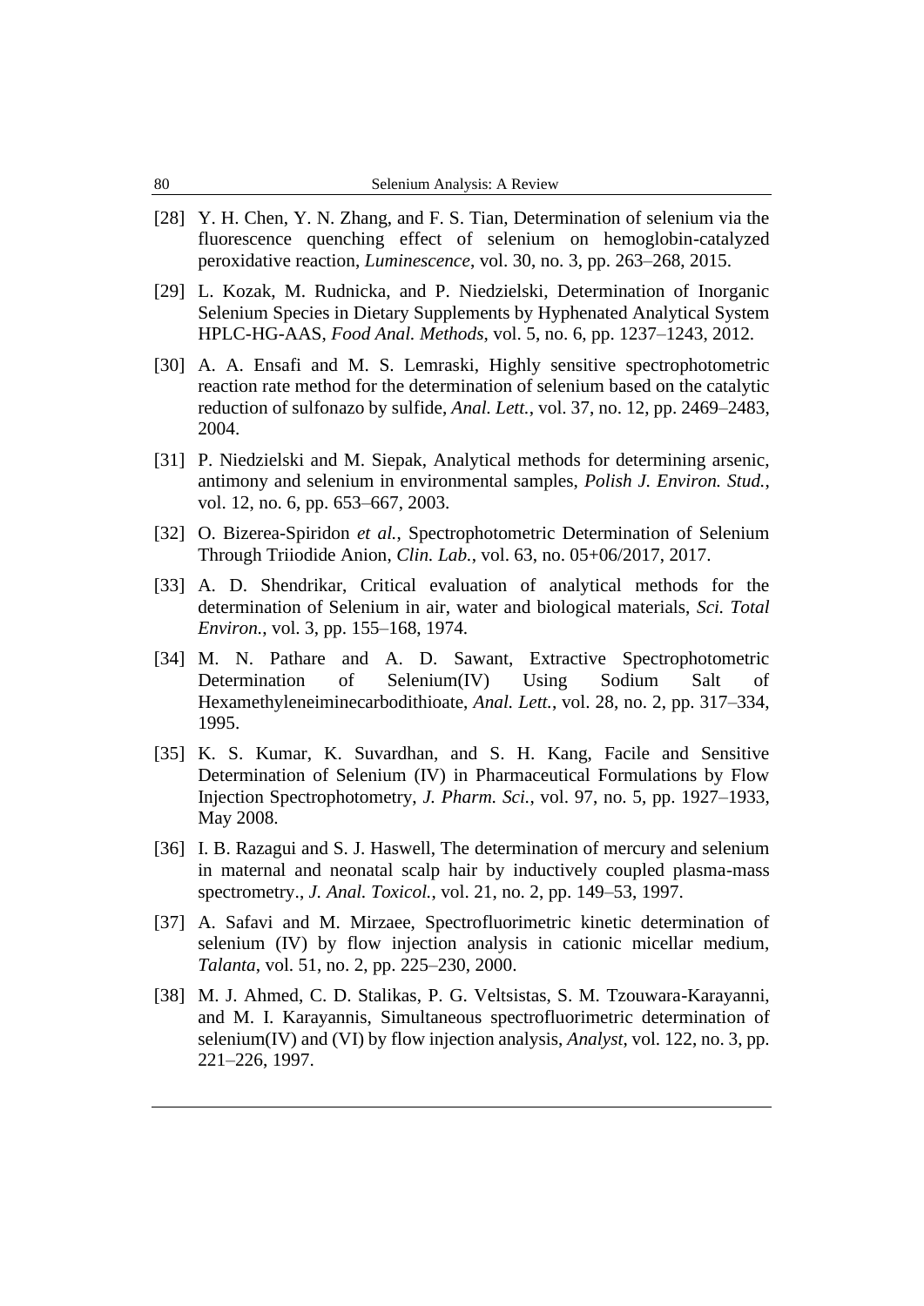[28] Y. H. Chen, Y. N. Zhang, and F. S. Tian, Determination of selenium via the fluorescence quenching effect of selenium on hemoglobin-catalyzed peroxidative reaction, *Luminescence*, vol. 30, no. 3, pp. 263–268, 2015.

[29] L. Kozak, M. Rudnicka, and P. Niedzielski, Determination of Inorganic Selenium Species in Dietary Supplements by Hyphenated Analytical System HPLC-HG-AAS, *Food Anal. Methods*, vol. 5, no. 6, pp. 1237–1243, 2012.

[30] A. A. Ensafi and M. S. Lemraski, Highly sensitive spectrophotometric reaction rate method for the determination of selenium based on the catalytic reduction of sulfonazo by sulfide, *Anal. Lett.*, vol. 37, no. 12, pp. 2469–2483, 2004.

[31] P. Niedzielski and M. Siepak, Analytical methods for determining arsenic, antimony and selenium in environmental samples, *Polish J. Environ. Stud.*, vol. 12, no. 6, pp. 653–667, 2003.

[32] O. Bizerea-Spiridon *et al.*, Spectrophotometric Determination of Selenium Through Triiodide Anion, *Clin. Lab.*, vol. 63, no. 05+06/2017, 2017.

[33] A. D. Shendrikar, Critical evaluation of analytical methods for the determination of Selenium in air, water and biological materials, *Sci. Total Environ.*, vol. 3, pp. 155–168, 1974.

[34] M. N. Pathare and A. D. Sawant, Extractive Spectrophotometric Determination of Selenium(IV) Using Sodium Salt of Hexamethyleneiminecarbodithioate, *Anal. Lett.*, vol. 28, no. 2, pp. 317–334, 1995.

[35] K. S. Kumar, K. Suvardhan, and S. H. Kang, Facile and Sensitive Determination of Selenium (IV) in Pharmaceutical Formulations by Flow Injection Spectrophotometry, *J. Pharm. Sci.*, vol. 97, no. 5, pp. 1927–1933, May 2008.

[36] I. B. Razagui and S. J. Haswell, The determination of mercury and selenium in maternal and neonatal scalp hair by inductively coupled plasma-mass spectrometry., *J. Anal. Toxicol.*, vol. 21, no. 2, pp. 149–53, 1997.

[37] A. Safavi and M. Mirzaee, Spectrofluorimetric kinetic determination of selenium (IV) by flow injection analysis in cationic micellar medium, *Talanta*, vol. 51, no. 2, pp. 225–230, 2000.

[38] M. J. Ahmed, C. D. Stalikas, P. G. Veltsistas, S. M. Tzouwara-Karayanni, and M. I. Karayannis, Simultaneous spectrofluorimetric determination of selenium(IV) and (VI) by flow injection analysis, *Analyst*, vol. 122, no. 3, pp. 221–226, 1997.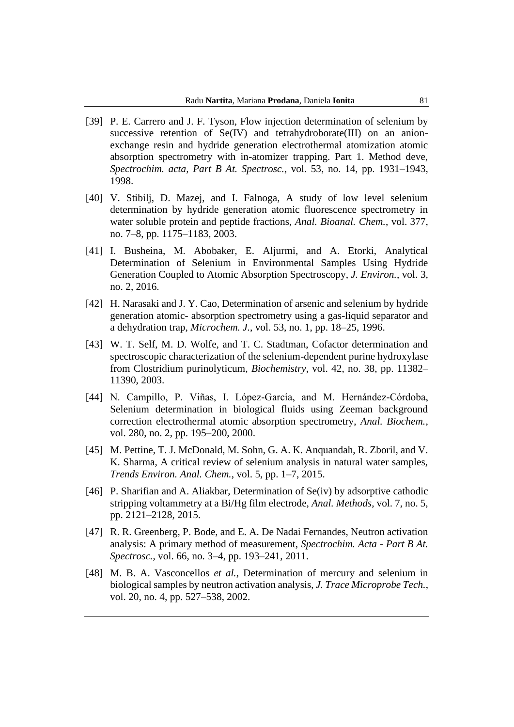[39] P. E. Carrero and J. F. Tyson, Flow injection determination of selenium by successive retention of Se(IV) and tetrahydroborate(III) on an anion-exchange resin and hydride generation electrothermal atomization atomic absorption spectrometry with in-atomizer trapping. Part 1. Method deve, *Spectrochim. acta, Part B At. Spectrosc.*, vol. 53, no. 14, pp. 1931–1943, 1998.

[40] V. Stibilj, D. Mazej, and I. Falnoga, A study of low level selenium determination by hydride generation atomic fluorescence spectrometry in water soluble protein and peptide fractions, *Anal. Bioanal. Chem.*, vol. 377, no. 7–8, pp. 1175–1183, 2003.

[41] I. Busheina, M. Abobaker, E. Aljurmi, and A. Etorki, Analytical Determination of Selenium in Environmental Samples Using Hydride Generation Coupled to Atomic Absorption Spectroscopy, *J. Environ.*, vol. 3, no. 2, 2016.

[42] H. Narasaki and J. Y. Cao, Determination of arsenic and selenium by hydride generation atomic- absorption spectrometry using a gas-liquid separator and a dehydration trap, *Microchem. J.*, vol. 53, no. 1, pp. 18–25, 1996.

[43] W. T. Self, M. D. Wolfe, and T. C. Stadtman, Cofactor determination and spectroscopic characterization of the selenium-dependent purine hydroxylase from Clostridium purinolyticum, *Biochemistry*, vol. 42, no. 38, pp. 11382–11390, 2003.

[44] N. Campillo, P. Viñas, I. López-García, and M. Hernández-Córdoba, Selenium determination in biological fluids using Zeeman background correction electrothermal atomic absorption spectrometry, *Anal. Biochem.*, vol. 280, no. 2, pp. 195–200, 2000.

[45] M. Pettine, T. J. McDonald, M. Sohn, G. A. K. Anquandah, R. Zboril, and V. K. Sharma, A critical review of selenium analysis in natural water samples, *Trends Environ. Anal. Chem.*, vol. 5, pp. 1–7, 2015.

[46] P. Sharifian and A. Aliakbar, Determination of Se(iv) by adsorptive cathodic stripping voltammetry at a Bi/Hg film electrode, *Anal. Methods*, vol. 7, no. 5, pp. 2121–2128, 2015.

[47] R. R. Greenberg, P. Bode, and E. A. De Nadai Fernandes, Neutron activation analysis: A primary method of measurement, *Spectrochim. Acta - Part B At. Spectrosc.*, vol. 66, no. 3–4, pp. 193–241, 2011.

[48] M. B. A. Vasconcellos *et al.*, Determination of mercury and selenium in biological samples by neutron activation analysis, *J. Trace Microprobe Tech.*, vol. 20, no. 4, pp. 527–538, 2002.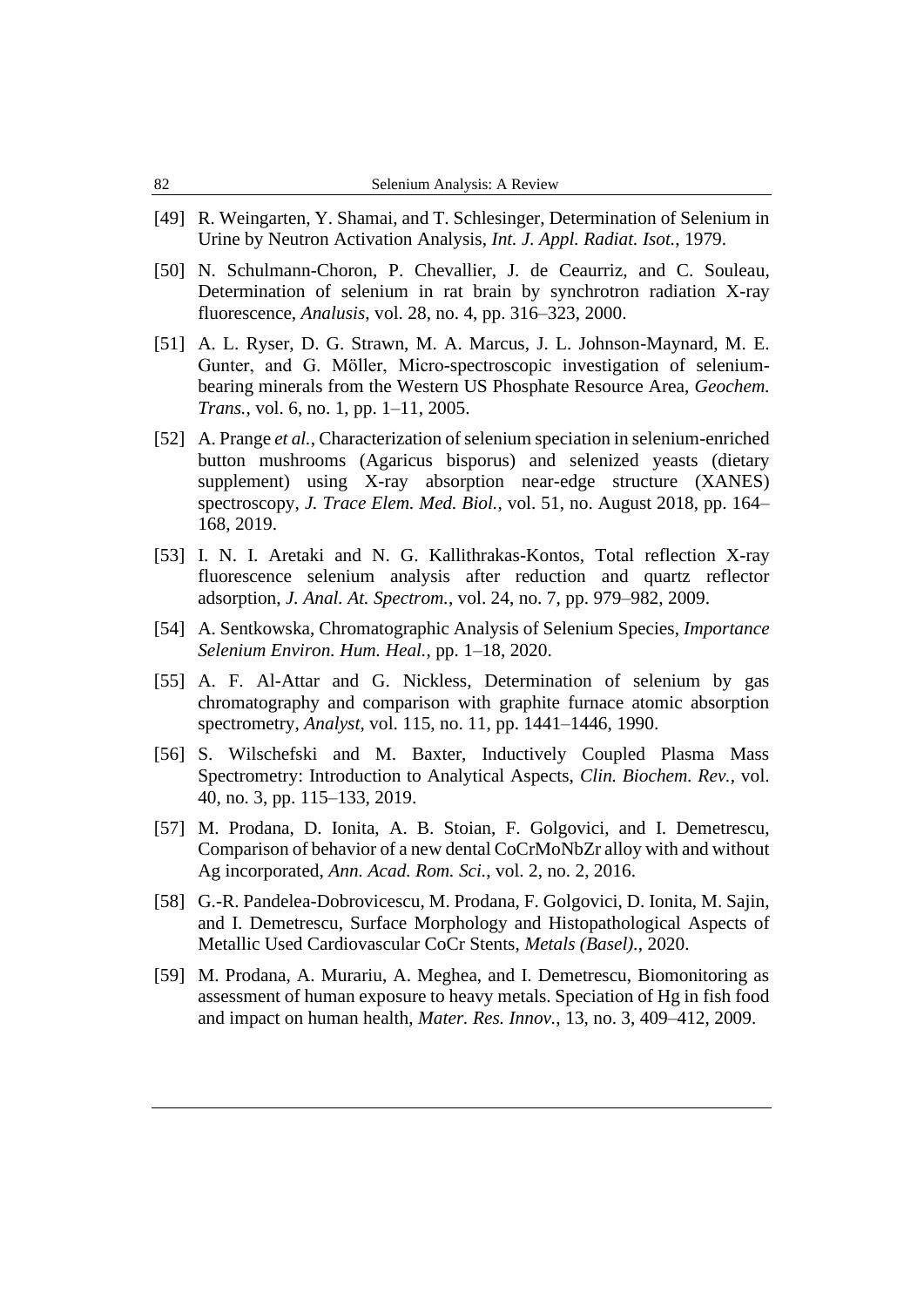[49] R. Weingarten, Y. Shamai, and T. Schlesinger, Determination of Selenium in Urine by Neutron Activation Analysis, *Int. J. Appl. Radiat. Isot.*, 1979.

[50] N. Schulmann-Choron, P. Chevallier, J. de Ceaurriz, and C. Souleau, Determination of selenium in rat brain by synchrotron radiation X-ray fluorescence, *Analusis*, vol. 28, no. 4, pp. 316–323, 2000.

[51] A. L. Ryser, D. G. Strawn, M. A. Marcus, J. L. Johnson-Maynard, M. E. Gunter, and G. Möller, Micro-spectroscopic investigation of selenium-bearing minerals from the Western US Phosphate Resource Area, *Geochem. Trans.*, vol. 6, no. 1, pp. 1–11, 2005.

[52] A. Prange *et al.*, Characterization of selenium speciation in selenium-enriched button mushrooms (Agaricus bisporus) and selenized yeasts (dietary supplement) using X-ray absorption near-edge structure (XANES) spectroscopy, *J. Trace Elem. Med. Biol.*, vol. 51, no. August 2018, pp. 164–168, 2019.

[53] I. N. I. Aretaki and N. G. Kallithrakas-Kontos, Total reflection X-ray fluorescence selenium analysis after reduction and quartz reflector adsorption, *J. Anal. At. Spectrom.*, vol. 24, no. 7, pp. 979–982, 2009.

[54] A. Sentkowska, Chromatographic Analysis of Selenium Species, *Importance Selenium Environ. Hum. Heal.*, pp. 1–18, 2020.

[55] A. F. Al-Attar and G. Nickless, Determination of selenium by gas chromatography and comparison with graphite furnace atomic absorption spectrometry, *Analyst*, vol. 115, no. 11, pp. 1441–1446, 1990.

[56] S. Wilschefski and M. Baxter, Inductively Coupled Plasma Mass Spectrometry: Introduction to Analytical Aspects, *Clin. Biochem. Rev.*, vol. 40, no. 3, pp. 115–133, 2019.

[57] M. Prodana, D. Ionita, A. B. Stoian, F. Golgovici, and I. Demetrescu, Comparison of behavior of a new dental CoCrMoNbZr alloy with and without Ag incorporated, *Ann. Acad. Rom. Sci.*, vol. 2, no. 2, 2016.

[58] G.-R. Pandelea-Dobrovicescu, M. Prodana, F. Golgovici, D. Ionita, M. Sajin, and I. Demetrescu, Surface Morphology and Histopathological Aspects of Metallic Used Cardiovascular CoCr Stents, *Metals (Basel).*, 2020.

[59] M. Prodana, A. Murariu, A. Meghea, and I. Demetrescu, Biomonitoring as assessment of human exposure to heavy metals. Speciation of Hg in fish food and impact on human health, *Mater. Res. Innov.*, 13, no. 3, 409–412, 2009.